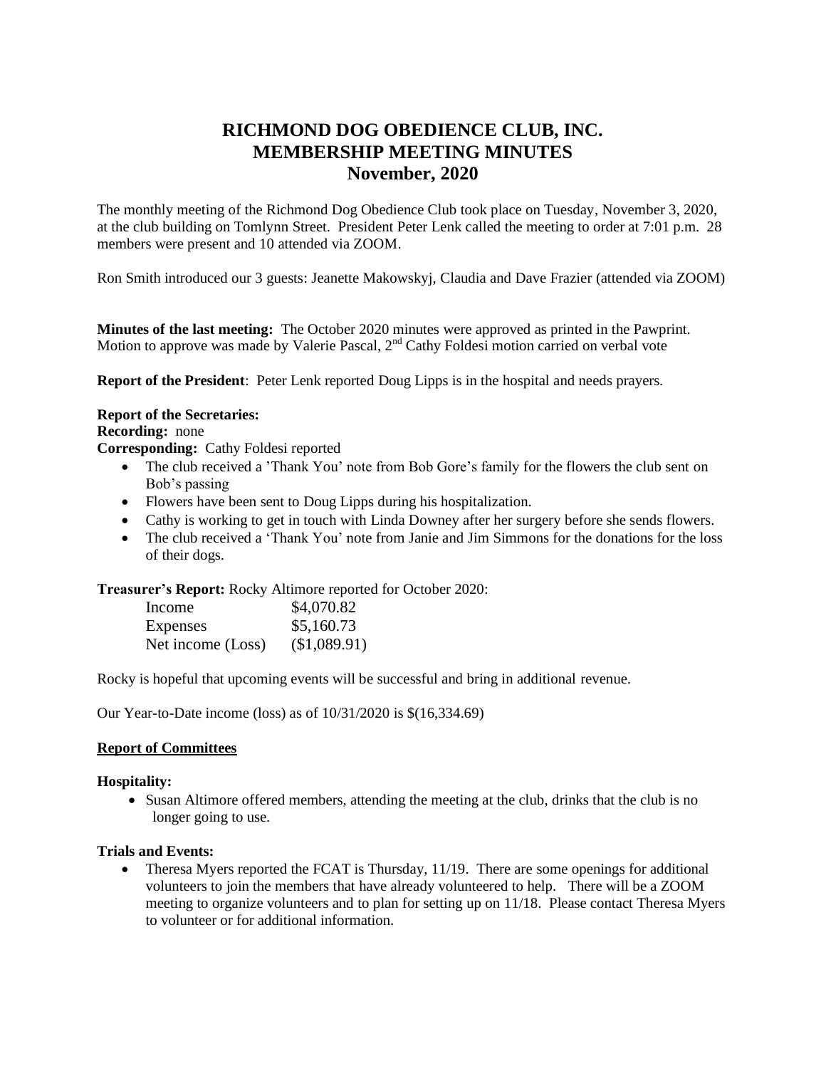# RICHMOND DOG OBEDIENCE CLUB, INC.
# MEMBERSHIP MEETING MINUTES
# November, 2020

The monthly meeting of the Richmond Dog Obedience Club took place on Tuesday, November 3, 2020, at the club building on Tomlynn Street. President Peter Lenk called the meeting to order at 7:01 p.m. 28 members were present and 10 attended via ZOOM.

Ron Smith introduced our 3 guests: Jeanette Makowskyj, Claudia and Dave Frazier (attended via ZOOM)

**Minutes of the last meeting:** The October 2020 minutes were approved as printed in the Pawprint. Motion to approve was made by Valerie Pascal, 2nd Cathy Foldesi motion carried on verbal vote

**Report of the President**: Peter Lenk reported Doug Lipps is in the hospital and needs prayers.

**Report of the Secretaries:**

**Recording:** none

**Corresponding:** Cathy Foldesi reported

- The club received a 'Thank You' note from Bob Gore's family for the flowers the club sent on Bob's passing
- Flowers have been sent to Doug Lipps during his hospitalization.
- Cathy is working to get in touch with Linda Downey after her surgery before she sends flowers.
- The club received a 'Thank You' note from Janie and Jim Simmons for the donations for the loss of their dogs.

**Treasurer's Report:** Rocky Altimore reported for October 2020:

| | |
|---|---|
| Income | $4,070.82 |
| Expenses | $5,160.73 |
| Net income (Loss) | ($1,089.91) |

Rocky is hopeful that upcoming events will be successful and bring in additional revenue.

Our Year-to-Date income (loss) as of 10/31/2020 is $(16,334.69)

## Report of Committees

**Hospitality:**

- Susan Altimore offered members, attending the meeting at the club, drinks that the club is no longer going to use.

**Trials and Events:**

- Theresa Myers reported the FCAT is Thursday, 11/19. There are some openings for additional volunteers to join the members that have already volunteered to help. There will be a ZOOM meeting to organize volunteers and to plan for setting up on 11/18. Please contact Theresa Myers to volunteer or for additional information.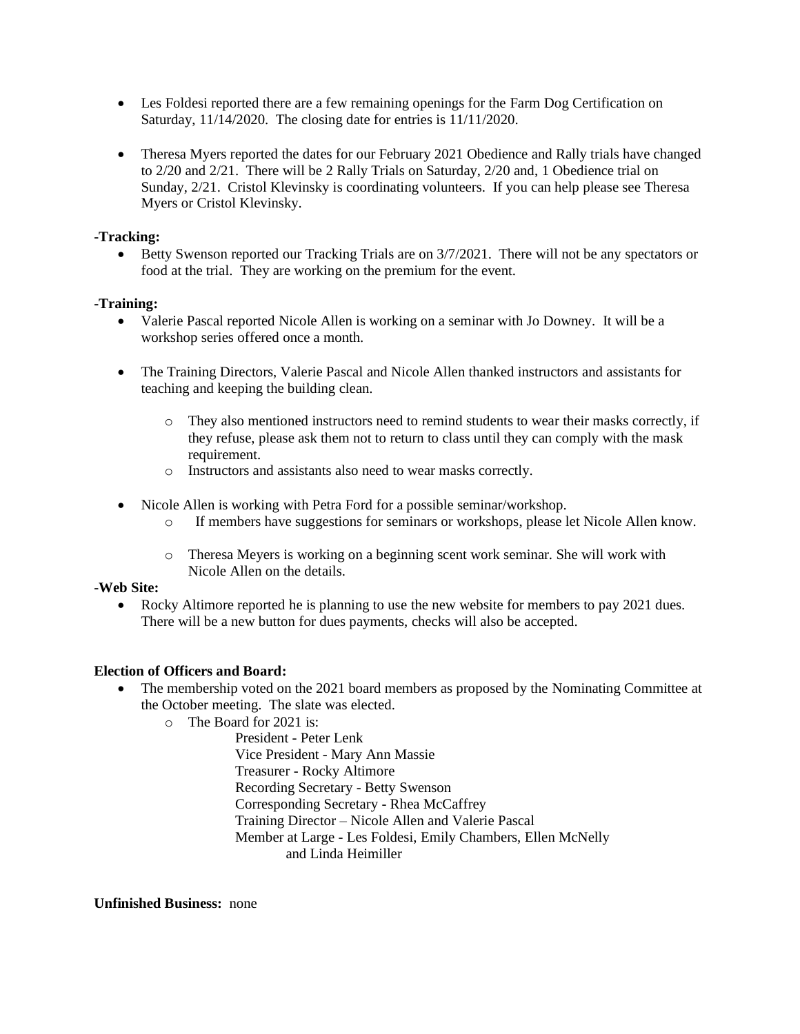- Les Foldesi reported there are a few remaining openings for the Farm Dog Certification on Saturday, 11/14/2020. The closing date for entries is 11/11/2020.

- Theresa Myers reported the dates for our February 2021 Obedience and Rally trials have changed to 2/20 and 2/21. There will be 2 Rally Trials on Saturday, 2/20 and, 1 Obedience trial on Sunday, 2/21. Cristol Klevinsky is coordinating volunteers. If you can help please see Theresa Myers or Cristol Klevinsky.

**-Tracking:**

- Betty Swenson reported our Tracking Trials are on 3/7/2021. There will not be any spectators or food at the trial. They are working on the premium for the event.

**-Training:**

- Valerie Pascal reported Nicole Allen is working on a seminar with Jo Downey. It will be a workshop series offered once a month.

- The Training Directors, Valerie Pascal and Nicole Allen thanked instructors and assistants for teaching and keeping the building clean.
  - They also mentioned instructors need to remind students to wear their masks correctly, if they refuse, please ask them not to return to class until they can comply with the mask requirement.
  - Instructors and assistants also need to wear masks correctly.

- Nicole Allen is working with Petra Ford for a possible seminar/workshop.
  - If members have suggestions for seminars or workshops, please let Nicole Allen know.
  - Theresa Meyers is working on a beginning scent work seminar. She will work with Nicole Allen on the details.

**-Web Site:**

- Rocky Altimore reported he is planning to use the new website for members to pay 2021 dues. There will be a new button for dues payments, checks will also be accepted.

**Election of Officers and Board:**

- The membership voted on the 2021 board members as proposed by the Nominating Committee at the October meeting. The slate was elected.
  - The Board for 2021 is:

    President - Peter Lenk
    Vice President - Mary Ann Massie
    Treasurer - Rocky Altimore
    Recording Secretary - Betty Swenson
    Corresponding Secretary - Rhea McCaffrey
    Training Director – Nicole Allen and Valerie Pascal
    Member at Large - Les Foldesi, Emily Chambers, Ellen McNelly and Linda Heimiller

**Unfinished Business:** none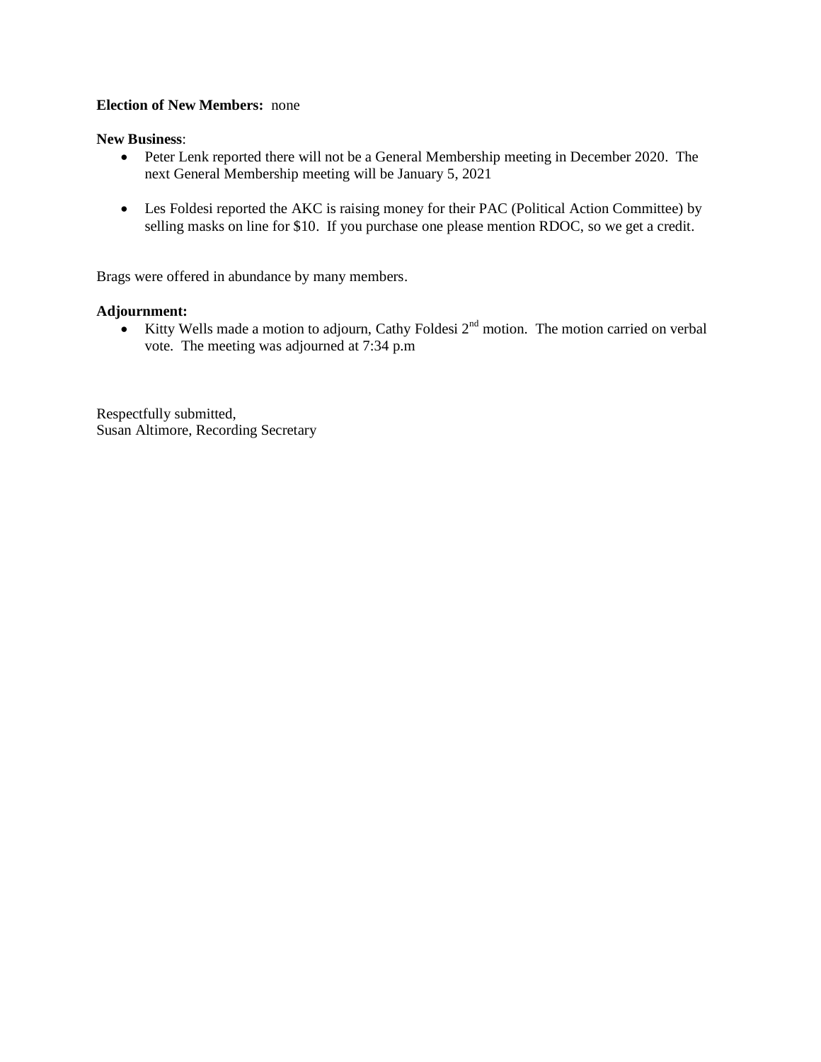**Election of New Members:** none

**New Business**:

- Peter Lenk reported there will not be a General Membership meeting in December 2020. The next General Membership meeting will be January 5, 2021

- Les Foldesi reported the AKC is raising money for their PAC (Political Action Committee) by selling masks on line for $10. If you purchase one please mention RDOC, so we get a credit.

Brags were offered in abundance by many members.

**Adjournment:**

- Kitty Wells made a motion to adjourn, Cathy Foldesi 2nd motion. The motion carried on verbal vote. The meeting was adjourned at 7:34 p.m

Respectfully submitted,
Susan Altimore, Recording Secretary